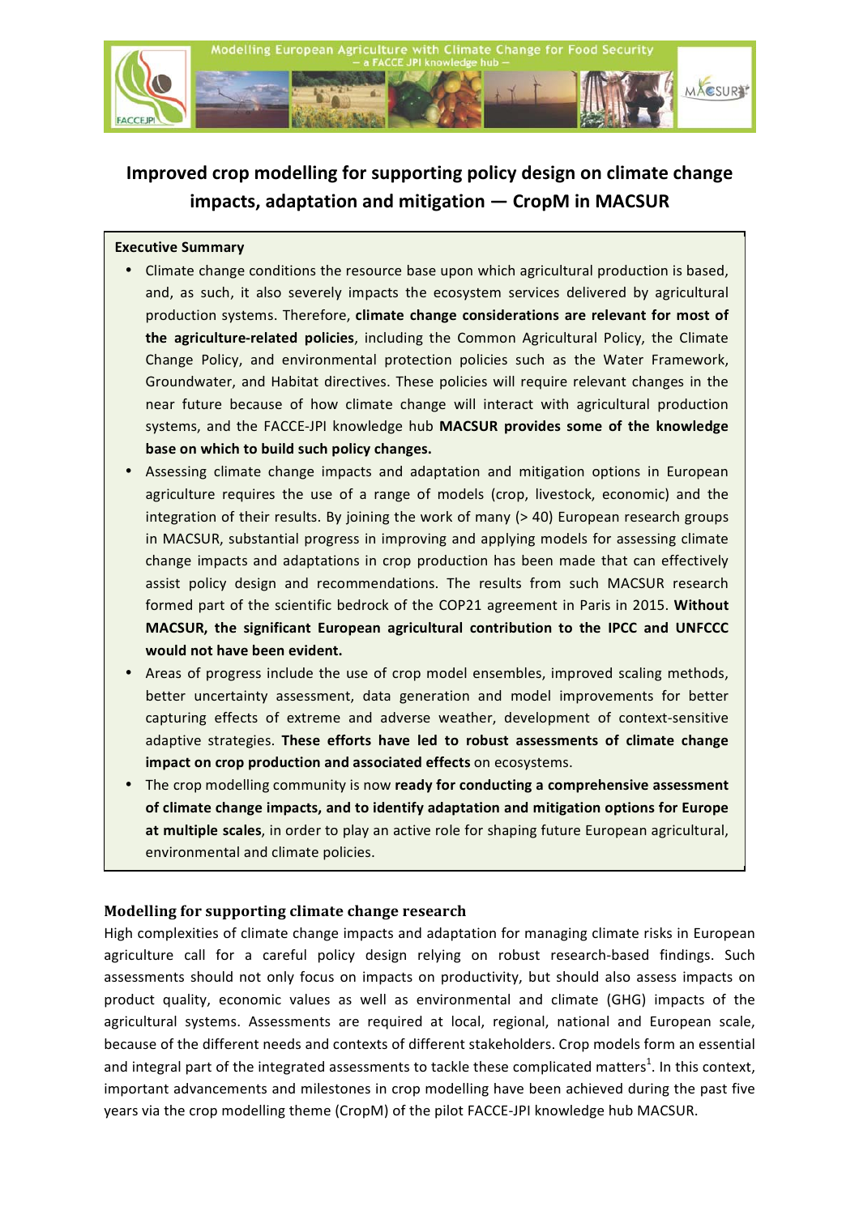# Improved crop modelling for supporting policy design on climate change impacts, adaptation and mitigation — CropM in MACSUR

**Executive Summary**

- Climate change conditions the resource base upon which agricultural production is based, and, as such, it also severely impacts the ecosystem services delivered by agricultural production systems. Therefore, **climate change considerations are relevant for most of the agriculture-related policies**, including the Common Agricultural Policy, the Climate Change Policy, and environmental protection policies such as the Water Framework, Groundwater, and Habitat directives. These policies will require relevant changes in the near future because of how climate change will interact with agricultural production systems, and the FACCE-JPI knowledge hub **MACSUR provides some of the knowledge base on which to build such policy changes.**
- Assessing climate change impacts and adaptation and mitigation options in European agriculture requires the use of a range of models (crop, livestock, economic) and the integration of their results. By joining the work of many (> 40) European research groups in MACSUR, substantial progress in improving and applying models for assessing climate change impacts and adaptations in crop production has been made that can effectively assist policy design and recommendations. The results from such MACSUR research formed part of the scientific bedrock of the COP21 agreement in Paris in 2015. **Without MACSUR, the significant European agricultural contribution to the IPCC and UNFCCC would not have been evident.**
- Areas of progress include the use of crop model ensembles, improved scaling methods, better uncertainty assessment, data generation and model improvements for better capturing effects of extreme and adverse weather, development of context-sensitive adaptive strategies. **These efforts have led to robust assessments of climate change impact on crop production and associated effects** on ecosystems.
- The crop modelling community is now **ready for conducting a comprehensive assessment of climate change impacts, and to identify adaptation and mitigation options for Europe at multiple scales**, in order to play an active role for shaping future European agricultural, environmental and climate policies.

## Modelling for supporting climate change research

High complexities of climate change impacts and adaptation for managing climate risks in European agriculture call for a careful policy design relying on robust research-based findings. Such assessments should not only focus on impacts on productivity, but should also assess impacts on product quality, economic values as well as environmental and climate (GHG) impacts of the agricultural systems. Assessments are required at local, regional, national and European scale, because of the different needs and contexts of different stakeholders. Crop models form an essential and integral part of the integrated assessments to tackle these complicated matters[1]. In this context, important advancements and milestones in crop modelling have been achieved during the past five years via the crop modelling theme (CropM) of the pilot FACCE-JPI knowledge hub MACSUR.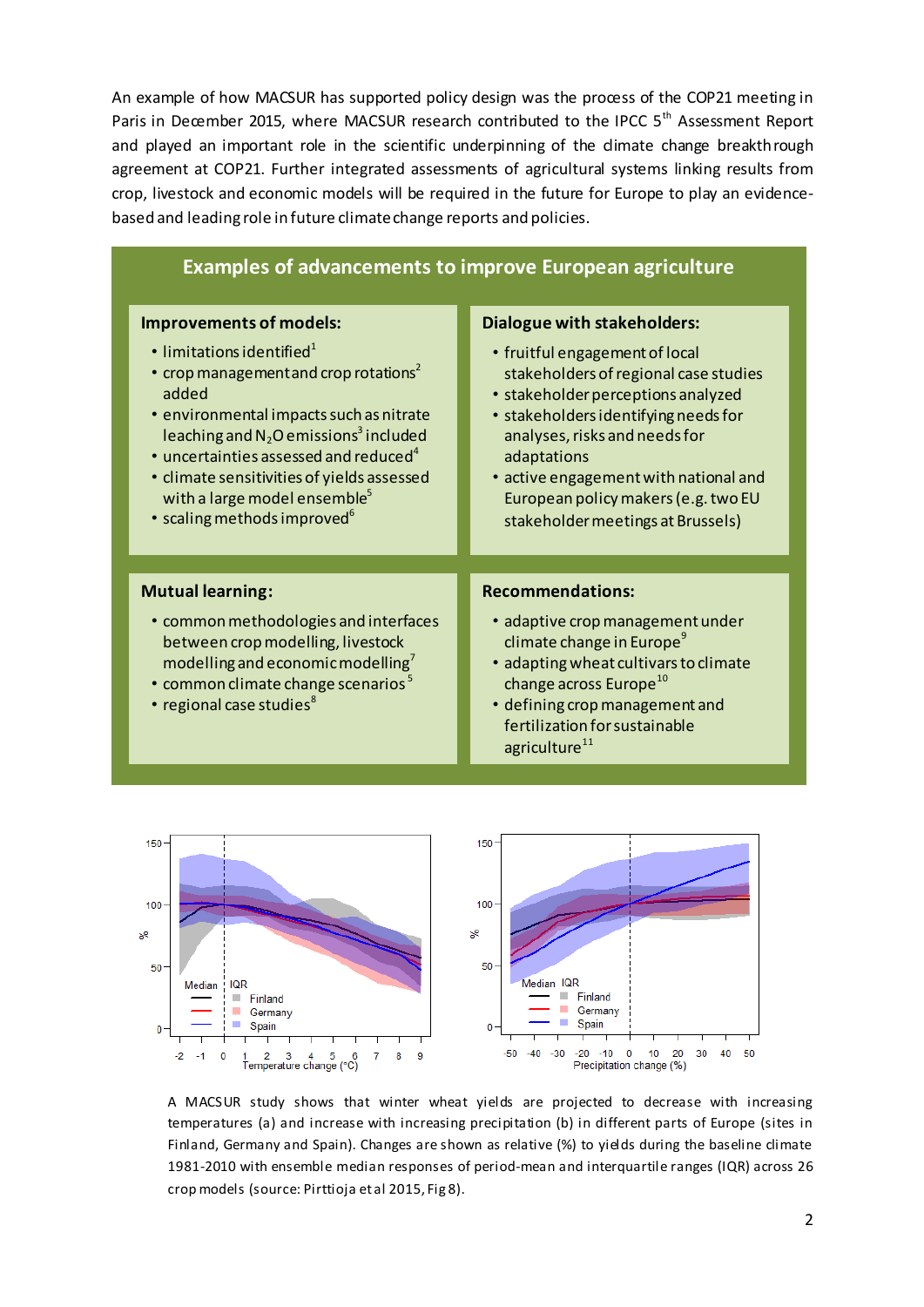An example of how MACSUR has supported policy design was the process of the COP21 meeting in Paris in December 2015, where MACSUR research contributed to the IPCC 5th Assessment Report and played an important role in the scientific underpinning of the climate change breakthrough agreement at COP21. Further integrated assessments of agricultural systems linking results from crop, livestock and economic models will be required in the future for Europe to play an evidence-based and leading role in future climate change reports and policies.

## Examples of advancements to improve European agriculture

### Improvements of models:

- limitations identified[1]
- crop management and crop rotations[2] added
- environmental impacts such as nitrate leaching and $N_2O$ emissions[3] included
- uncertainties assessed and reduced[4]
- climate sensitivities of yields assessed with a large model ensemble[5]
- scaling methods improved[6]

### Dialogue with stakeholders:

- fruitful engagement of local stakeholders of regional case studies
- stakeholder perceptions analyzed
- stakeholders identifying needs for analyses, risks and needs for adaptations
- active engagement with national and European policy makers (e.g. two EU stakeholder meetings at Brussels)

### Mutual learning:

- common methodologies and interfaces between crop modelling, livestock modelling and economic modelling[7]
- common climate change scenarios[5]
- regional case studies[8]

### Recommendations:

- adaptive crop management under climate change in Europe[9]
- adapting wheat cultivars to climate change across Europe[10]
- defining crop management and fertilization for sustainable agriculture[11]

A MACSUR study shows that winter wheat yields are projected to decrease with increasing temperatures (a) and increase with increasing precipitation (b) in different parts of Europe (sites in Finland, Germany and Spain). Changes are shown as relative (%) to yields during the baseline climate 1981-2010 with ensemble median responses of period-mean and interquartile ranges (IQR) across 26 crop models (source: Pirttioja et al 2015, Fig 8).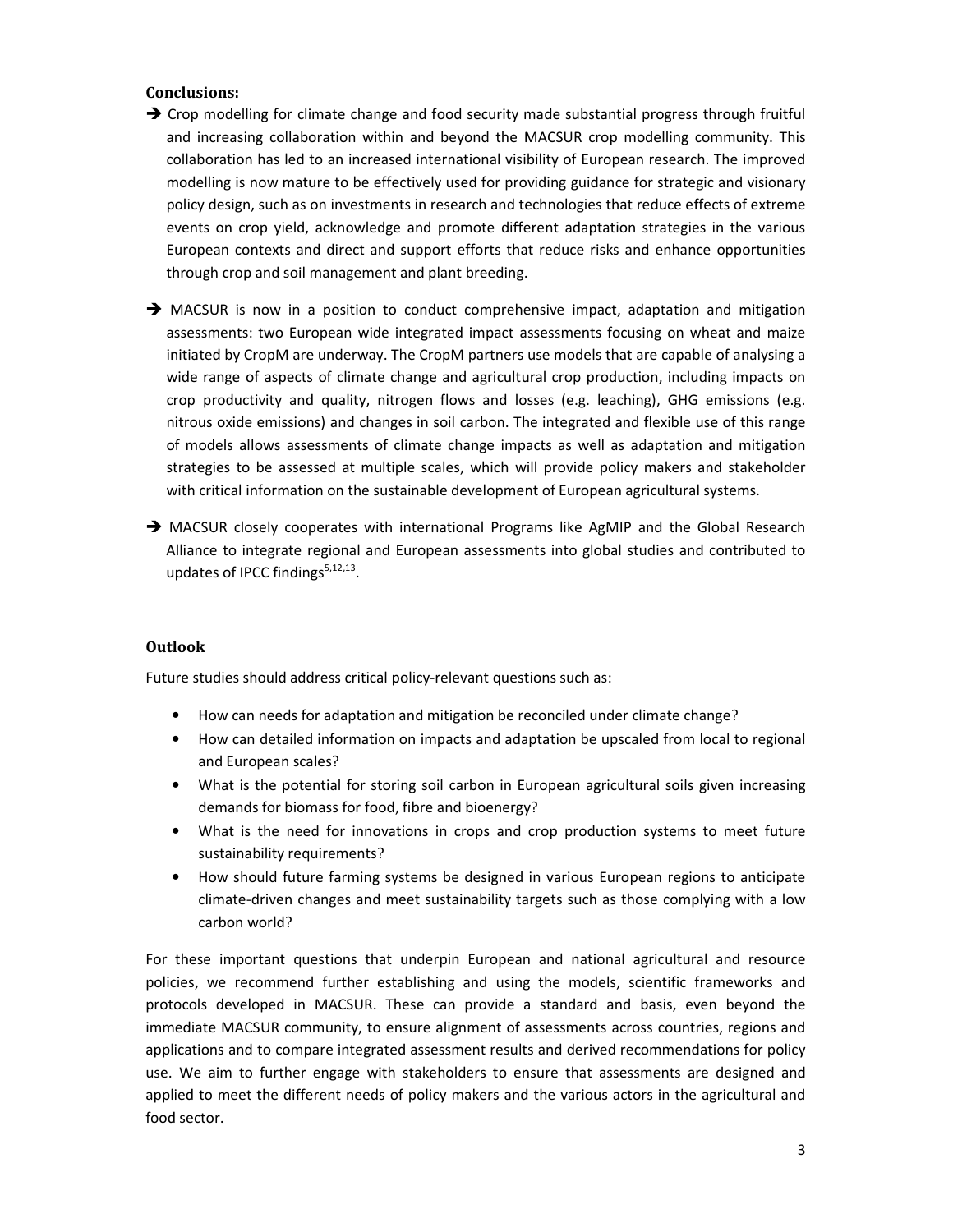## Conclusions:

➔ Crop modelling for climate change and food security made substantial progress through fruitful and increasing collaboration within and beyond the MACSUR crop modelling community. This collaboration has led to an increased international visibility of European research. The improved modelling is now mature to be effectively used for providing guidance for strategic and visionary policy design, such as on investments in research and technologies that reduce effects of extreme events on crop yield, acknowledge and promote different adaptation strategies in the various European contexts and direct and support efforts that reduce risks and enhance opportunities through crop and soil management and plant breeding.

➔ MACSUR is now in a position to conduct comprehensive impact, adaptation and mitigation assessments: two European wide integrated impact assessments focusing on wheat and maize initiated by CropM are underway. The CropM partners use models that are capable of analysing a wide range of aspects of climate change and agricultural crop production, including impacts on crop productivity and quality, nitrogen flows and losses (e.g. leaching), GHG emissions (e.g. nitrous oxide emissions) and changes in soil carbon. The integrated and flexible use of this range of models allows assessments of climate change impacts as well as adaptation and mitigation strategies to be assessed at multiple scales, which will provide policy makers and stakeholder with critical information on the sustainable development of European agricultural systems.

➔ MACSUR closely cooperates with international Programs like AgMIP and the Global Research Alliance to integrate regional and European assessments into global studies and contributed to updates of IPCC findings[5,12,13].

## Outlook

Future studies should address critical policy-relevant questions such as:

- How can needs for adaptation and mitigation be reconciled under climate change?
- How can detailed information on impacts and adaptation be upscaled from local to regional and European scales?
- What is the potential for storing soil carbon in European agricultural soils given increasing demands for biomass for food, fibre and bioenergy?
- What is the need for innovations in crops and crop production systems to meet future sustainability requirements?
- How should future farming systems be designed in various European regions to anticipate climate-driven changes and meet sustainability targets such as those complying with a low carbon world?

For these important questions that underpin European and national agricultural and resource policies, we recommend further establishing and using the models, scientific frameworks and protocols developed in MACSUR. These can provide a standard and basis, even beyond the immediate MACSUR community, to ensure alignment of assessments across countries, regions and applications and to compare integrated assessment results and derived recommendations for policy use. We aim to further engage with stakeholders to ensure that assessments are designed and applied to meet the different needs of policy makers and the various actors in the agricultural and food sector.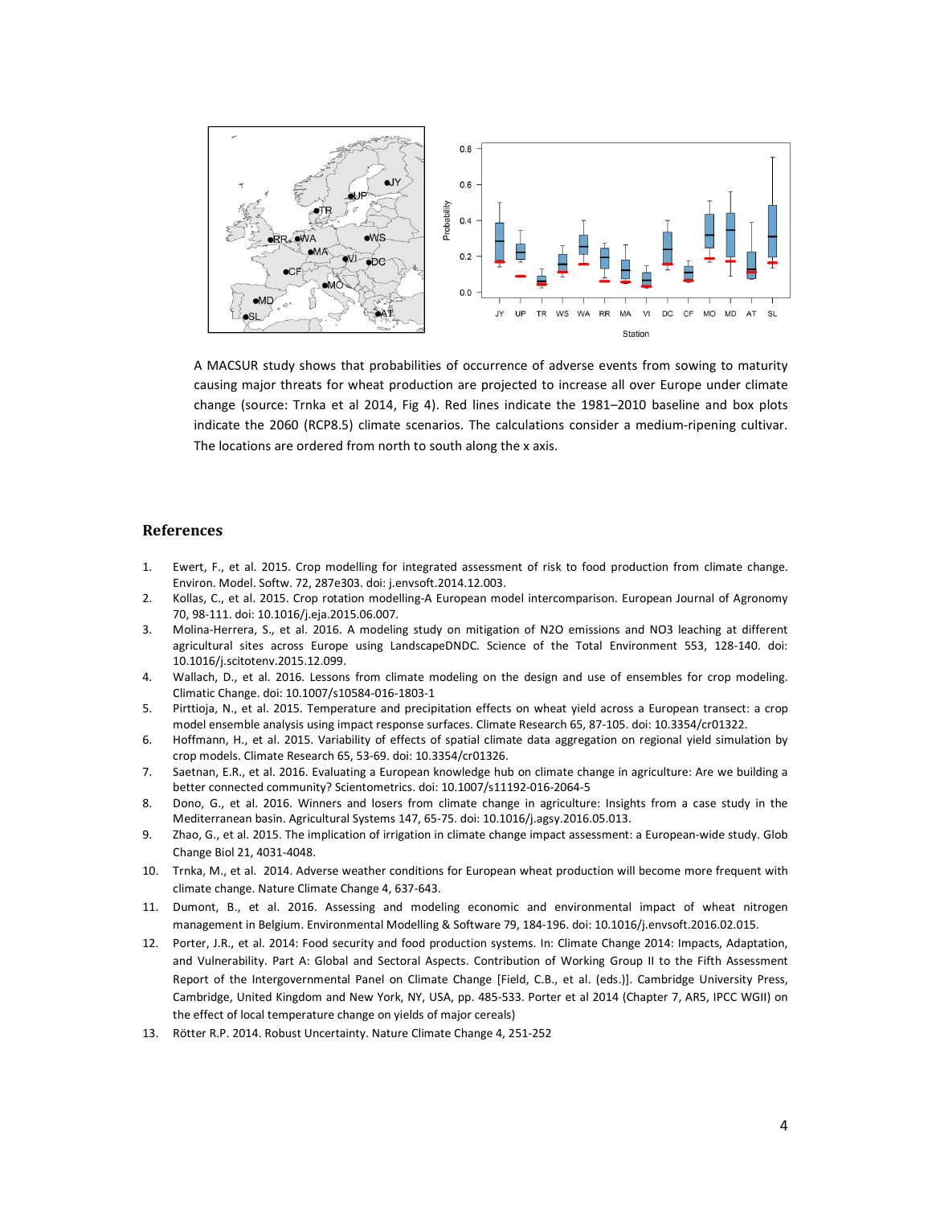JY
UP
TR
RR
WA
WS
MA
VI
DC
CF
MO
MD
SL
AT

0.8
0.6
0.4
0.2
0.0
Probability
JY UP TR WS WA RR MA VI DC CF MO MD AT SL
Station

A MACSUR study shows that probabilities of occurrence of adverse events from sowing to maturity causing major threats for wheat production are projected to increase all over Europe under climate change (source: Trnka et al 2014, Fig 4). Red lines indicate the 1981–2010 baseline and box plots indicate the 2060 (RCP8.5) climate scenarios. The calculations consider a medium-ripening cultivar. The locations are ordered from north to south along the x axis.

## References

1. Ewert, F., et al. 2015. Crop modelling for integrated assessment of risk to food production from climate change. Environ. Model. Softw. 72, 287e303. doi: j.envsoft.2014.12.003.
2. Kollas, C., et al. 2015. Crop rotation modelling-A European model intercomparison. European Journal of Agronomy 70, 98-111. doi: 10.1016/j.eja.2015.06.007.
3. Molina-Herrera, S., et al. 2016. A modeling study on mitigation of N2O emissions and NO3 leaching at different agricultural sites across Europe using LandscapeDNDC. Science of the Total Environment 553, 128-140. doi: 10.1016/j.scitotenv.2015.12.099.
4. Wallach, D., et al. 2016. Lessons from climate modeling on the design and use of ensembles for crop modeling. Climatic Change. doi: 10.1007/s10584-016-1803-1
5. Pirttioja, N., et al. 2015. Temperature and precipitation effects on wheat yield across a European transect: a crop model ensemble analysis using impact response surfaces. Climate Research 65, 87-105. doi: 10.3354/cr01322.
6. Hoffmann, H., et al. 2015. Variability of effects of spatial climate data aggregation on regional yield simulation by crop models. Climate Research 65, 53-69. doi: 10.3354/cr01326.
7. Saetnan, E.R., et al. 2016. Evaluating a European knowledge hub on climate change in agriculture: Are we building a better connected community? Scientometrics. doi: 10.1007/s11192-016-2064-5
8. Dono, G., et al. 2016. Winners and losers from climate change in agriculture: Insights from a case study in the Mediterranean basin. Agricultural Systems 147, 65-75. doi: 10.1016/j.agsy.2016.05.013.
9. Zhao, G., et al. 2015. The implication of irrigation in climate change impact assessment: a European-wide study. Glob Change Biol 21, 4031-4048.
10. Trnka, M., et al. 2014. Adverse weather conditions for European wheat production will become more frequent with climate change. Nature Climate Change 4, 637-643.
11. Dumont, B., et al. 2016. Assessing and modeling economic and environmental impact of wheat nitrogen management in Belgium. Environmental Modelling & Software 79, 184-196. doi: 10.1016/j.envsoft.2016.02.015.
12. Porter, J.R., et al. 2014: Food security and food production systems. In: Climate Change 2014: Impacts, Adaptation, and Vulnerability. Part A: Global and Sectoral Aspects. Contribution of Working Group II to the Fifth Assessment Report of the Intergovernmental Panel on Climate Change [Field, C.B., et al. (eds.)]. Cambridge University Press, Cambridge, United Kingdom and New York, NY, USA, pp. 485-533. Porter et al 2014 (Chapter 7, AR5, IPCC WGII) on the effect of local temperature change on yields of major cereals)
13. Rötter R.P. 2014. Robust Uncertainty. Nature Climate Change 4, 251-252